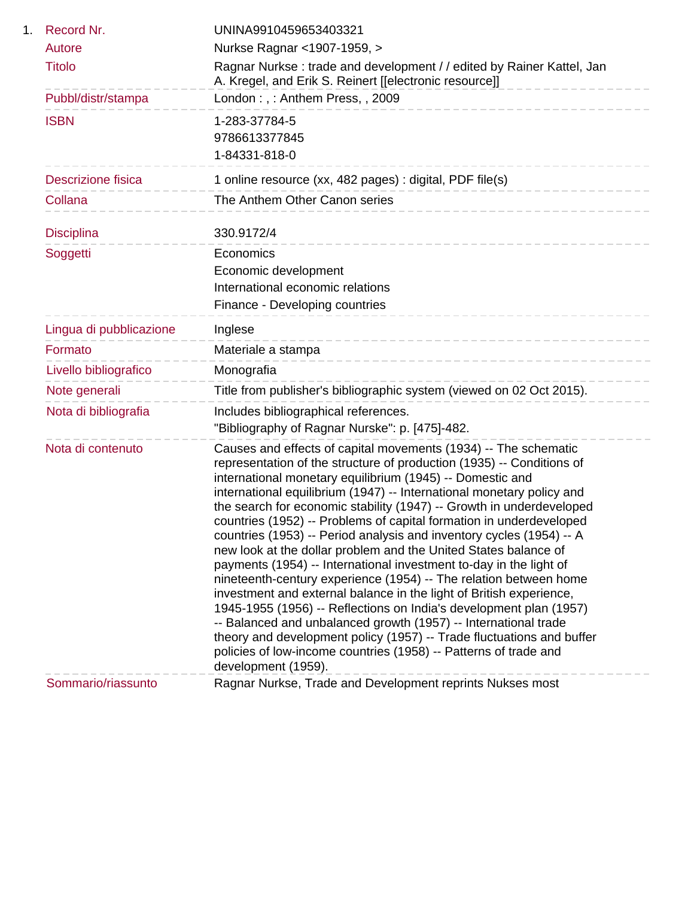1. 

| | |
|---|---|
| Record Nr. | UNINA9910459653403321 |
| Autore | Nurkse Ragnar <1907-1959, > |
| Titolo | Ragnar Nurkse : trade and development / / edited by Rainer Kattel, Jan A. Kregel, and Erik S. Reinert [[electronic resource]] |
| Pubbl/distr/stampa | London : , : Anthem Press, , 2009 |
| ISBN | 1-283-37784-5<br>9786613377845<br>1-84331-818-0 |
| Descrizione fisica | 1 online resource (xx, 482 pages) : digital, PDF file(s) |
| Collana | The Anthem Other Canon series |
| Disciplina | 330.9172/4 |
| Soggetti | Economics<br>Economic development<br>International economic relations<br>Finance - Developing countries |
| Lingua di pubblicazione | Inglese |
| Formato | Materiale a stampa |
| Livello bibliografico | Monografia |
| Note generali | Title from publisher's bibliographic system (viewed on 02 Oct 2015). |
| Nota di bibliografia | Includes bibliographical references.<br>"Bibliography of Ragnar Nurske": p. [475]-482. |
| Nota di contenuto | Causes and effects of capital movements (1934) -- The schematic representation of the structure of production (1935) -- Conditions of international monetary equilibrium (1945) -- Domestic and international equilibrium (1947) -- International monetary policy and the search for economic stability (1947) -- Growth in underdeveloped countries (1952) -- Problems of capital formation in underdeveloped countries (1953) -- Period analysis and inventory cycles (1954) -- A new look at the dollar problem and the United States balance of payments (1954) -- International investment to-day in the light of nineteenth-century experience (1954) -- The relation between home investment and external balance in the light of British experience, 1945-1955 (1956) -- Reflections on India's development plan (1957) -- Balanced and unbalanced growth (1957) -- International trade theory and development policy (1957) -- Trade fluctuations and buffer policies of low-income countries (1958) -- Patterns of trade and development (1959). |
| Sommario/riassunto | Ragnar Nurkse, Trade and Development reprints Nukses most |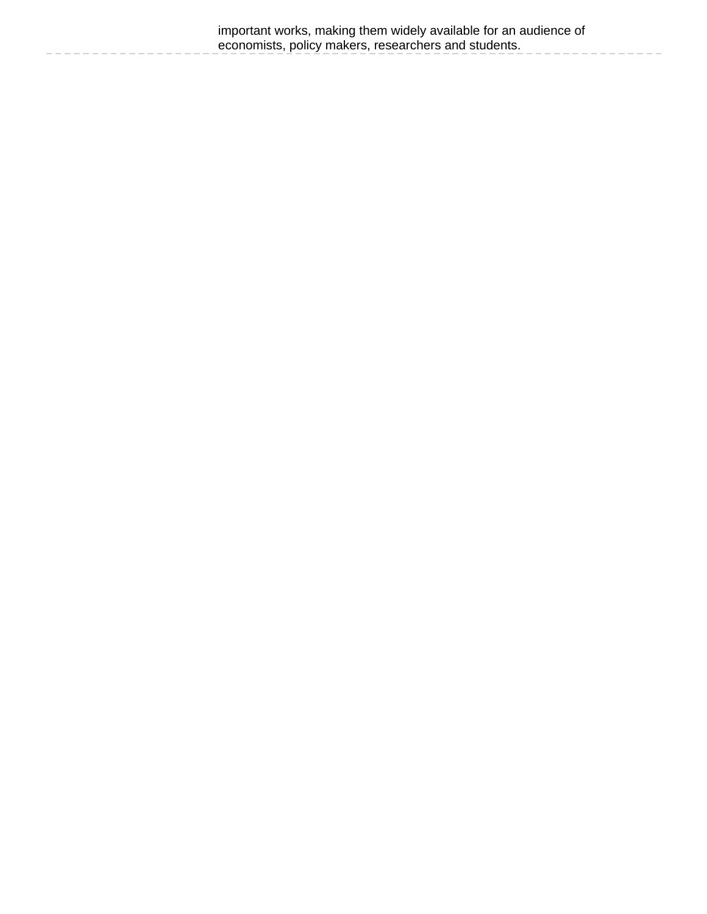important works, making them widely available for an audience of economists, policy makers, researchers and students.